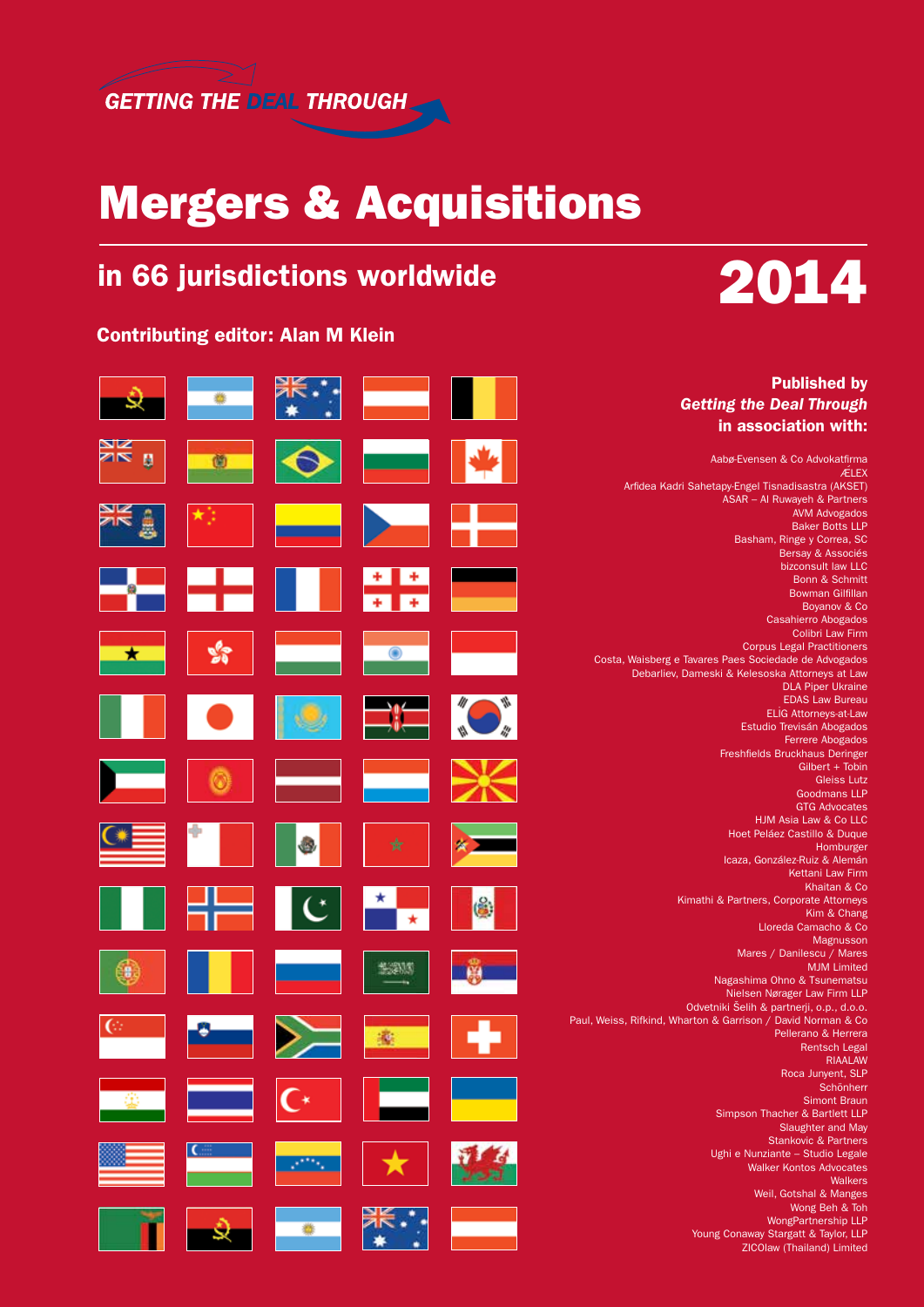GETTING THE DEAL THROUGH

# Mergers & Acquisitions

## in 66 jurisdictions worldwide

# 2014

**Contributing editor: Alan M Klein**

**Published by**
***Getting the Deal Through***
**in association with:**

Aabø-Evensen & Co Advokatfirma
ÆLEX
Arfidea Kadri Sahetapy-Engel Tisnadisastra (AKSET)
ASAR – Al Ruwayeh & Partners
AVM Advogados
Baker Botts LLP
Basham, Ringe y Correa, SC
Bersay & Associés
bizconsult law LLC
Bonn & Schmitt
Bowman Gilfillan
Boyanov & Co
Casahierro Abogados
Colibri Law Firm
Corpus Legal Practitioners
Costa, Waisberg e Tavares Paes Sociedade de Advogados
Debarliev, Dameski & Kelesoska Attorneys at Law
DLA Piper Ukraine
EDAS Law Bureau
ELİG Attorneys-at-Law
Estudio Trevisán Abogados
Ferrere Abogados
Freshfields Bruckhaus Deringer
Gilbert + Tobin
Gleiss Lutz
Goodmans LLP
GTG Advocates
HJM Asia Law & Co LLC
Hoet Peláez Castillo & Duque
Homburger
Icaza, González-Ruiz & Alemán
Kettani Law Firm
Khaitan & Co
Kimathi & Partners, Corporate Attorneys
Kim & Chang
Lloreda Camacho & Co
Magnusson
Mares / Danilescu / Mares
MJM Limited
Nagashima Ohno & Tsunematsu
Nielsen Nørager Law Firm LLP
Odvetniki Šelih & partnerji, o.p., d.o.o.
Paul, Weiss, Rifkind, Wharton & Garrison / David Norman & Co
Pellerano & Herrera
Rentsch Legal
RIAALAW
Roca Junyent, SLP
Schönherr
Simont Braun
Simpson Thacher & Bartlett LLP
Slaughter and May
Stankovic & Partners
Ughi e Nunziante – Studio Legale
Walker Kontos Advocates
Walkers
Weil, Gotshal & Manges
Wong Beh & Toh
WongPartnership LLP
Young Conaway Stargatt & Taylor, LLP
ZICOlaw (Thailand) Limited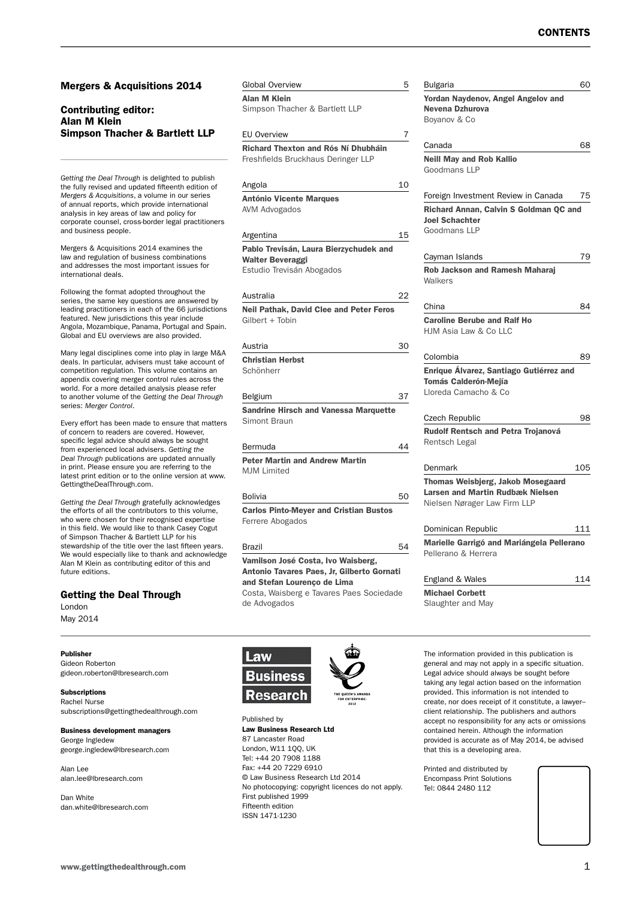## Mergers & Acquisitions 2014

### Contributing editor:
### Alan M Klein
### Simpson Thacher & Bartlett LLP

*Getting the Deal Through* is delighted to publish the fully revised and updated fifteenth edition of *Mergers & Acquisitions*, a volume in our series of annual reports, which provide international analysis in key areas of law and policy for corporate counsel, cross-border legal practitioners and business people.

Mergers & Acquisitions 2014 examines the law and regulation of business combinations and addresses the most important issues for international deals.

Following the format adopted throughout the series, the same key questions are answered by leading practitioners in each of the 66 jurisdictions featured. New jurisdictions this year include Angola, Mozambique, Panama, Portugal and Spain. Global and EU overviews are also provided.

Many legal disciplines come into play in large M&A deals. In particular, advisers must take account of competition regulation. This volume contains an appendix covering merger control rules across the world. For a more detailed analysis please refer to another volume of the *Getting the Deal Through* series: *Merger Control*.

Every effort has been made to ensure that matters of concern to readers are covered. However, specific legal advice should always be sought from experienced local advisers. *Getting the Deal Through* publications are updated annually in print. Please ensure you are referring to the latest print edition or to the online version at www.GettingtheDealThrough.com.

*Getting the Deal Through* gratefully acknowledges the efforts of all the contributors to this volume, who were chosen for their recognised expertise in this field. We would like to thank Casey Cogut of Simpson Thacher & Bartlett LLP for his stewardship of the title over the last fifteen years. We would especially like to thank and acknowledge Alan M Klein as contributing editor of this and future editions.

### Getting the Deal Through

London
May 2014

## Contents

Global Overview 5
**Alan M Klein**
Simpson Thacher & Bartlett LLP

EU Overview 7
**Richard Thexton and Rós Ní Dhubháin**
Freshfields Bruckhaus Deringer LLP

Angola 10
**António Vicente Marques**
AVM Advogados

Argentina 15
**Pablo Trevisán, Laura Bierzychudek and Walter Beveraggi**
Estudio Trevisán Abogados

Australia 22
**Neil Pathak, David Clee and Peter Feros**
Gilbert + Tobin

Austria 30
**Christian Herbst**
Schönherr

Belgium 37
**Sandrine Hirsch and Vanessa Marquette**
Simont Braun

Bermuda 44
**Peter Martin and Andrew Martin**
MJM Limited

Bolivia 50
**Carlos Pinto-Meyer and Cristian Bustos**
Ferrere Abogados

Brazil 54
**Vamilson José Costa, Ivo Waisberg, Antonio Tavares Paes, Jr, Gilberto Gornati and Stefan Lourenço de Lima**
Costa, Waisberg e Tavares Paes Sociedade de Advogados

Bulgaria 60
**Yordan Naydenov, Angel Angelov and Nevena Dzhurova**
Boyanov & Co

Canada 68
**Neill May and Rob Kallio**
Goodmans LLP

Foreign Investment Review in Canada 75
**Richard Annan, Calvin S Goldman QC and Joel Schachter**
Goodmans LLP

Cayman Islands 79
**Rob Jackson and Ramesh Maharaj**
Walkers

China 84
**Caroline Berube and Ralf Ho**
HJM Asia Law & Co LLC

Colombia 89
**Enrique Álvarez, Santiago Gutiérrez and Tomás Calderón-Mejía**
Lloreda Camacho & Co

Czech Republic 98
**Rudolf Rentsch and Petra Trojanová**
Rentsch Legal

Denmark 105
**Thomas Weisbjerg, Jakob Mosegaard Larsen and Martin Rudbæk Nielsen**
Nielsen Nørager Law Firm LLP

Dominican Republic 111
**Marielle Garrigó and Mariángela Pellerano**
Pellerano & Herrera

England & Wales 114
**Michael Corbett**
Slaughter and May

**Publisher**
Gideon Roberton
gideon.roberton@lbresearch.com

**Subscriptions**
Rachel Nurse
subscriptions@gettingthedealthrough.com

**Business development managers**
George Ingledew
george.ingledew@lbresearch.com

Alan Lee
alan.lee@lbresearch.com

Dan White
dan.white@lbresearch.com

Law Business Research

THE QUEEN'S AWARDS FOR ENTERPRISE: 2012

Published by
**Law Business Research Ltd**
87 Lancaster Road
London, W11 1QQ, UK
Tel: +44 20 7908 1188
Fax: +44 20 7229 6910
© Law Business Research Ltd 2014
No photocopying: copyright licences do not apply.
First published 1999
Fifteenth edition
ISSN 1471-1230

The information provided in this publication is general and may not apply in a specific situation. Legal advice should always be sought before taking any legal action based on the information provided. This information is not intended to create, nor does receipt of it constitute, a lawyer–client relationship. The publishers and authors accept no responsibility for any acts or omissions contained herein. Although the information provided is accurate as of May 2014, be advised that this is a developing area.

Printed and distributed by
Encompass Print Solutions
Tel: 0844 2480 112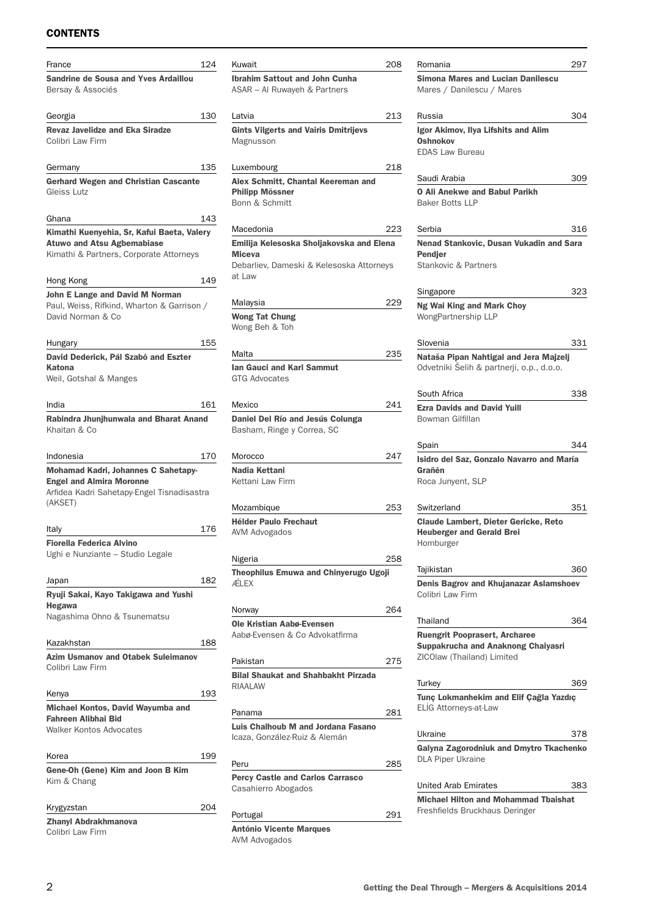## CONTENTS

France 124
**Sandrine de Sousa and Yves Ardaillou**
Bersay & Associés

Georgia 130
**Revaz Javelidze and Eka Siradze**
Colibri Law Firm

Germany 135
**Gerhard Wegen and Christian Cascante**
Gleiss Lutz

Ghana 143
**Kimathi Kuenyehia, Sr, Kafui Baeta, Valery Atuwo and Atsu Agbemabiase**
Kimathi & Partners, Corporate Attorneys

Hong Kong 149
**John E Lange and David M Norman**
Paul, Weiss, Rifkind, Wharton & Garrison / David Norman & Co

Hungary 155
**David Dederick, Pál Szabó and Eszter Katona**
Weil, Gotshal & Manges

India 161
**Rabindra Jhunjhunwala and Bharat Anand**
Khaitan & Co

Indonesia 170
**Mohamad Kadri, Johannes C Sahetapy-Engel and Almira Moronne**
Arfidea Kadri Sahetapy-Engel Tisnadisastra (AKSET)

Italy 176
**Fiorella Federica Alvino**
Ughi e Nunziante – Studio Legale

Japan 182
**Ryuji Sakai, Kayo Takigawa and Yushi Hegawa**
Nagashima Ohno & Tsunematsu

Kazakhstan 188
**Azim Usmanov and Otabek Suleimanov**
Colibri Law Firm

Kenya 193
**Michael Kontos, David Wayumba and Fahreen Alibhai Bid**
Walker Kontos Advocates

Korea 199
**Gene-Oh (Gene) Kim and Joon B Kim**
Kim & Chang

Krygyzstan 204
**Zhanyl Abdrakhmanova**
Colibri Law Firm

Kuwait 208
**Ibrahim Sattout and John Cunha**
ASAR – Al Ruwayeh & Partners

Latvia 213
**Gints Vilgerts and Vairis Dmitrijevs**
Magnusson

Luxembourg 218
**Alex Schmitt, Chantal Keereman and Philipp Mössner**
Bonn & Schmitt

Macedonia 223
**Emilija Kelesoska Sholjakovska and Elena Miceva**
Debarliev, Dameski & Kelesoska Attorneys at Law

Malaysia 229
**Wong Tat Chung**
Wong Beh & Toh

Malta 235
**Ian Gauci and Karl Sammut**
GTG Advocates

Mexico 241
**Daniel Del Río and Jesús Colunga**
Basham, Ringe y Correa, SC

Morocco 247
**Nadia Kettani**
Kettani Law Firm

Mozambique 253
**Hélder Paulo Frechaut**
AVM Advogados

Nigeria 258
**Theophilus Emuwa and Chinyerugo Ugoji**
ÆLEX

Norway 264
**Ole Kristian Aabø-Evensen**
Aabø-Evensen & Co Advokatfirma

Pakistan 275
**Bilal Shaukat and Shahbakht Pirzada**
RIAALAW

Panama 281
**Luis Chalhoub M and Jordana Fasano**
Icaza, González-Ruiz & Alemán

Peru 285
**Percy Castle and Carlos Carrasco**
Casahierro Abogados

Portugal 291
**António Vicente Marques**
AVM Advogados

Romania 297
**Simona Mares and Lucian Danilescu**
Mares / Danilescu / Mares

Russia 304
**Igor Akimov, Ilya Lifshits and Alim Oshnokov**
EDAS Law Bureau

Saudi Arabia 309
**O Ali Anekwe and Babul Parikh**
Baker Botts LLP

Serbia 316
**Nenad Stankovic, Dusan Vukadin and Sara Pendjer**
Stankovic & Partners

Singapore 323
**Ng Wai King and Mark Choy**
WongPartnership LLP

Slovenia 331
**Nataša Pipan Nahtigal and Jera Majzelj**
Odvetniki Šelih & partnerji, o.p., d.o.o.

South Africa 338
**Ezra Davids and David Yuill**
Bowman Gilfillan

Spain 344
**Isidro del Saz, Gonzalo Navarro and María Grañén**
Roca Junyent, SLP

Switzerland 351
**Claude Lambert, Dieter Gericke, Reto Heuberger and Gerald Brei**
Homburger

Tajikistan 360
**Denis Bagrov and Khujanazar Aslamshoev**
Colibri Law Firm

Thailand 364
**Ruengrit Pooprasert, Archaree Suppakrucha and Anaknong Chaiyasri**
ZICOlaw (Thailand) Limited

Turkey 369
**Tunç Lokmanhekim and Elif Çağla Yazdıç**
ELİG Attorneys-at-Law

Ukraine 378
**Galyna Zagorodniuk and Dmytro Tkachenko**
DLA Piper Ukraine

United Arab Emirates 383
**Michael Hilton and Mohammad Tbaishat**
Freshfields Bruckhaus Deringer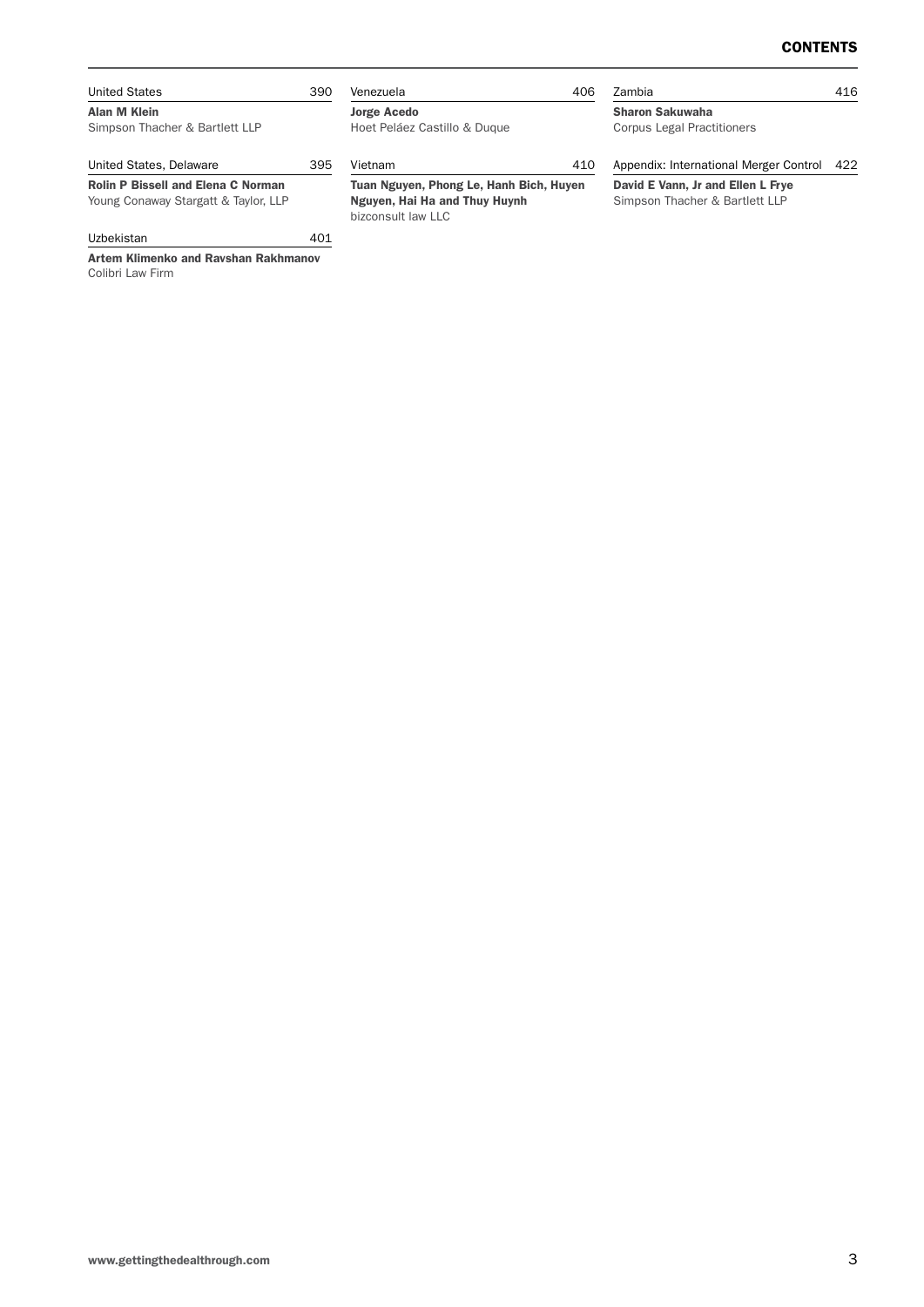United States 390

**Alan M Klein**
Simpson Thacher & Bartlett LLP

United States, Delaware 395

**Rolin P Bissell and Elena C Norman**
Young Conaway Stargatt & Taylor, LLP

Uzbekistan 401

**Artem Klimenko and Ravshan Rakhmanov**
Colibri Law Firm

Venezuela 406

**Jorge Acedo**
Hoet Peláez Castillo & Duque

Vietnam 410

**Tuan Nguyen, Phong Le, Hanh Bich, Huyen Nguyen, Hai Ha and Thuy Huynh**
bizconsult law LLC

Zambia 416

**Sharon Sakuwaha**
Corpus Legal Practitioners

Appendix: International Merger Control 422

**David E Vann, Jr and Ellen L Frye**
Simpson Thacher & Bartlett LLP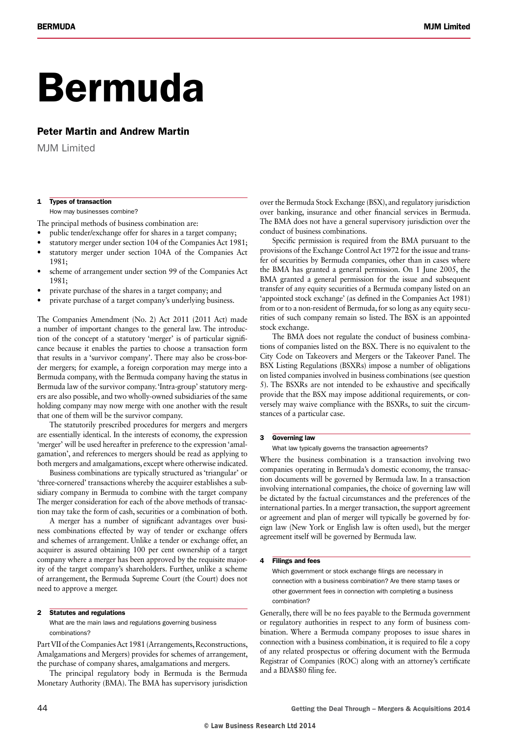# Bermuda

## Peter Martin and Andrew Martin

MJM Limited

### 1 Types of transaction

How may businesses combine?

The principal methods of business combination are:

- public tender/exchange offer for shares in a target company;
- statutory merger under section 104 of the Companies Act 1981;
- statutory merger under section 104A of the Companies Act 1981;
- scheme of arrangement under section 99 of the Companies Act 1981;
- private purchase of the shares in a target company; and
- private purchase of a target company's underlying business.

The Companies Amendment (No. 2) Act 2011 (2011 Act) made a number of important changes to the general law. The introduction of the concept of a statutory 'merger' is of particular significance because it enables the parties to choose a transaction form that results in a 'survivor company'. There may also be cross-border mergers; for example, a foreign corporation may merge into a Bermuda company, with the Bermuda company having the status in Bermuda law of the survivor company. 'Intra-group' statutory mergers are also possible, and two wholly-owned subsidiaries of the same holding company may now merge with one another with the result that one of them will be the survivor company.

The statutorily prescribed procedures for mergers and mergers are essentially identical. In the interests of economy, the expression 'merger' will be used hereafter in preference to the expression 'amalgamation', and references to mergers should be read as applying to both mergers and amalgamations, except where otherwise indicated.

Business combinations are typically structured as 'triangular' or 'three-cornered' transactions whereby the acquirer establishes a subsidiary company in Bermuda to combine with the target company The merger consideration for each of the above methods of transaction may take the form of cash, securities or a combination of both.

A merger has a number of significant advantages over business combinations effected by way of tender or exchange offers and schemes of arrangement. Unlike a tender or exchange offer, an acquirer is assured obtaining 100 per cent ownership of a target company where a merger has been approved by the requisite majority of the target company's shareholders. Further, unlike a scheme of arrangement, the Bermuda Supreme Court (the Court) does not need to approve a merger.

### 2 Statutes and regulations

What are the main laws and regulations governing business combinations?

Part VII of the Companies Act 1981 (Arrangements, Reconstructions, Amalgamations and Mergers) provides for schemes of arrangement, the purchase of company shares, amalgamations and mergers.

The principal regulatory body in Bermuda is the Bermuda Monetary Authority (BMA). The BMA has supervisory jurisdiction over the Bermuda Stock Exchange (BSX), and regulatory jurisdiction over banking, insurance and other financial services in Bermuda. The BMA does not have a general supervisory jurisdiction over the conduct of business combinations.

Specific permission is required from the BMA pursuant to the provisions of the Exchange Control Act 1972 for the issue and transfer of securities by Bermuda companies, other than in cases where the BMA has granted a general permission. On 1 June 2005, the BMA granted a general permission for the issue and subsequent transfer of any equity securities of a Bermuda company listed on an 'appointed stock exchange' (as defined in the Companies Act 1981) from or to a non-resident of Bermuda, for so long as any equity securities of such company remain so listed. The BSX is an appointed stock exchange.

The BMA does not regulate the conduct of business combinations of companies listed on the BSX. There is no equivalent to the City Code on Takeovers and Mergers or the Takeover Panel. The BSX Listing Regulations (BSXRs) impose a number of obligations on listed companies involved in business combinations (see question 5). The BSXRs are not intended to be exhaustive and specifically provide that the BSX may impose additional requirements, or conversely may waive compliance with the BSXRs, to suit the circumstances of a particular case.

### 3 Governing law

What law typically governs the transaction agreements?

Where the business combination is a transaction involving two companies operating in Bermuda's domestic economy, the transaction documents will be governed by Bermuda law. In a transaction involving international companies, the choice of governing law will be dictated by the factual circumstances and the preferences of the international parties. In a merger transaction, the support agreement or agreement and plan of merger will typically be governed by foreign law (New York or English law is often used), but the merger agreement itself will be governed by Bermuda law.

### 4 Filings and fees

Which government or stock exchange filings are necessary in connection with a business combination? Are there stamp taxes or other government fees in connection with completing a business combination?

Generally, there will be no fees payable to the Bermuda government or regulatory authorities in respect to any form of business combination. Where a Bermuda company proposes to issue shares in connection with a business combination, it is required to file a copy of any related prospectus or offering document with the Bermuda Registrar of Companies (ROC) along with an attorney's certificate and a BDA$80 filing fee.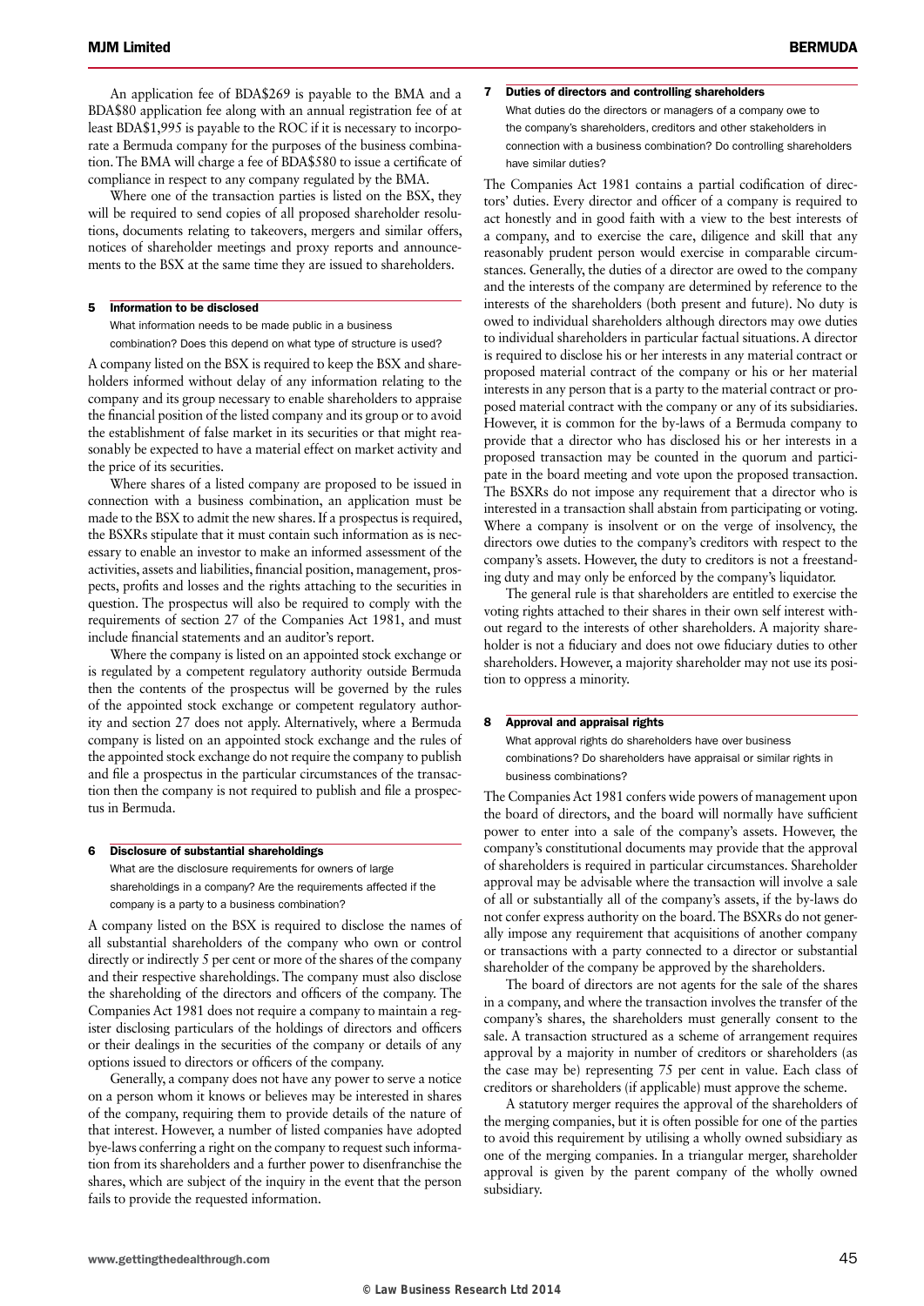An application fee of BDA$269 is payable to the BMA and a BDA$80 application fee along with an annual registration fee of at least BDA$1,995 is payable to the ROC if it is necessary to incorporate a Bermuda company for the purposes of the business combination. The BMA will charge a fee of BDA$580 to issue a certificate of compliance in respect to any company regulated by the BMA.

Where one of the transaction parties is listed on the BSX, they will be required to send copies of all proposed shareholder resolutions, documents relating to takeovers, mergers and similar offers, notices of shareholder meetings and proxy reports and announcements to the BSX at the same time they are issued to shareholders.

## 5 Information to be disclosed

**What information needs to be made public in a business combination? Does this depend on what type of structure is used?**

A company listed on the BSX is required to keep the BSX and shareholders informed without delay of any information relating to the company and its group necessary to enable shareholders to appraise the financial position of the listed company and its group or to avoid the establishment of false market in its securities or that might reasonably be expected to have a material effect on market activity and the price of its securities.

Where shares of a listed company are proposed to be issued in connection with a business combination, an application must be made to the BSX to admit the new shares. If a prospectus is required, the BSXRs stipulate that it must contain such information as is necessary to enable an investor to make an informed assessment of the activities, assets and liabilities, financial position, management, prospects, profits and losses and the rights attaching to the securities in question. The prospectus will also be required to comply with the requirements of section 27 of the Companies Act 1981, and must include financial statements and an auditor's report.

Where the company is listed on an appointed stock exchange or is regulated by a competent regulatory authority outside Bermuda then the contents of the prospectus will be governed by the rules of the appointed stock exchange or competent regulatory authority and section 27 does not apply. Alternatively, where a Bermuda company is listed on an appointed stock exchange and the rules of the appointed stock exchange do not require the company to publish and file a prospectus in the particular circumstances of the transaction then the company is not required to publish and file a prospectus in Bermuda.

## 6 Disclosure of substantial shareholdings

**What are the disclosure requirements for owners of large shareholdings in a company? Are the requirements affected if the company is a party to a business combination?**

A company listed on the BSX is required to disclose the names of all substantial shareholders of the company who own or control directly or indirectly 5 per cent or more of the shares of the company and their respective shareholdings. The company must also disclose the shareholding of the directors and officers of the company. The Companies Act 1981 does not require a company to maintain a register disclosing particulars of the holdings of directors and officers or their dealings in the securities of the company or details of any options issued to directors or officers of the company.

Generally, a company does not have any power to serve a notice on a person whom it knows or believes may be interested in shares of the company, requiring them to provide details of the nature of that interest. However, a number of listed companies have adopted bye-laws conferring a right on the company to request such information from its shareholders and a further power to disenfranchise the shares, which are subject of the inquiry in the event that the person fails to provide the requested information.

## 7 Duties of directors and controlling shareholders

**What duties do the directors or managers of a company owe to the company's shareholders, creditors and other stakeholders in connection with a business combination? Do controlling shareholders have similar duties?**

The Companies Act 1981 contains a partial codification of directors' duties. Every director and officer of a company is required to act honestly and in good faith with a view to the best interests of a company, and to exercise the care, diligence and skill that any reasonably prudent person would exercise in comparable circumstances. Generally, the duties of a director are owed to the company and the interests of the company are determined by reference to the interests of the shareholders (both present and future). No duty is owed to individual shareholders although directors may owe duties to individual shareholders in particular factual situations. A director is required to disclose his or her interests in any material contract or proposed material contract of the company or his or her material interests in any person that is a party to the material contract or proposed material contract with the company or any of its subsidiaries. However, it is common for the by-laws of a Bermuda company to provide that a director who has disclosed his or her interests in a proposed transaction may be counted in the quorum and participate in the board meeting and vote upon the proposed transaction. The BSXRs do not impose any requirement that a director who is interested in a transaction shall abstain from participating or voting. Where a company is insolvent or on the verge of insolvency, the directors owe duties to the company's creditors with respect to the company's assets. However, the duty to creditors is not a freestanding duty and may only be enforced by the company's liquidator.

The general rule is that shareholders are entitled to exercise the voting rights attached to their shares in their own self interest without regard to the interests of other shareholders. A majority shareholder is not a fiduciary and does not owe fiduciary duties to other shareholders. However, a majority shareholder may not use its position to oppress a minority.

## 8 Approval and appraisal rights

**What approval rights do shareholders have over business combinations? Do shareholders have appraisal or similar rights in business combinations?**

The Companies Act 1981 confers wide powers of management upon the board of directors, and the board will normally have sufficient power to enter into a sale of the company's assets. However, the company's constitutional documents may provide that the approval of shareholders is required in particular circumstances. Shareholder approval may be advisable where the transaction will involve a sale of all or substantially all of the company's assets, if the by-laws do not confer express authority on the board. The BSXRs do not generally impose any requirement that acquisitions of another company or transactions with a party connected to a director or substantial shareholder of the company be approved by the shareholders.

The board of directors are not agents for the sale of the shares in a company, and where the transaction involves the transfer of the company's shares, the shareholders must generally consent to the sale. A transaction structured as a scheme of arrangement requires approval by a majority in number of creditors or shareholders (as the case may be) representing 75 per cent in value. Each class of creditors or shareholders (if applicable) must approve the scheme.

A statutory merger requires the approval of the shareholders of the merging companies, but it is often possible for one of the parties to avoid this requirement by utilising a wholly owned subsidiary as one of the merging companies. In a triangular merger, shareholder approval is given by the parent company of the wholly owned subsidiary.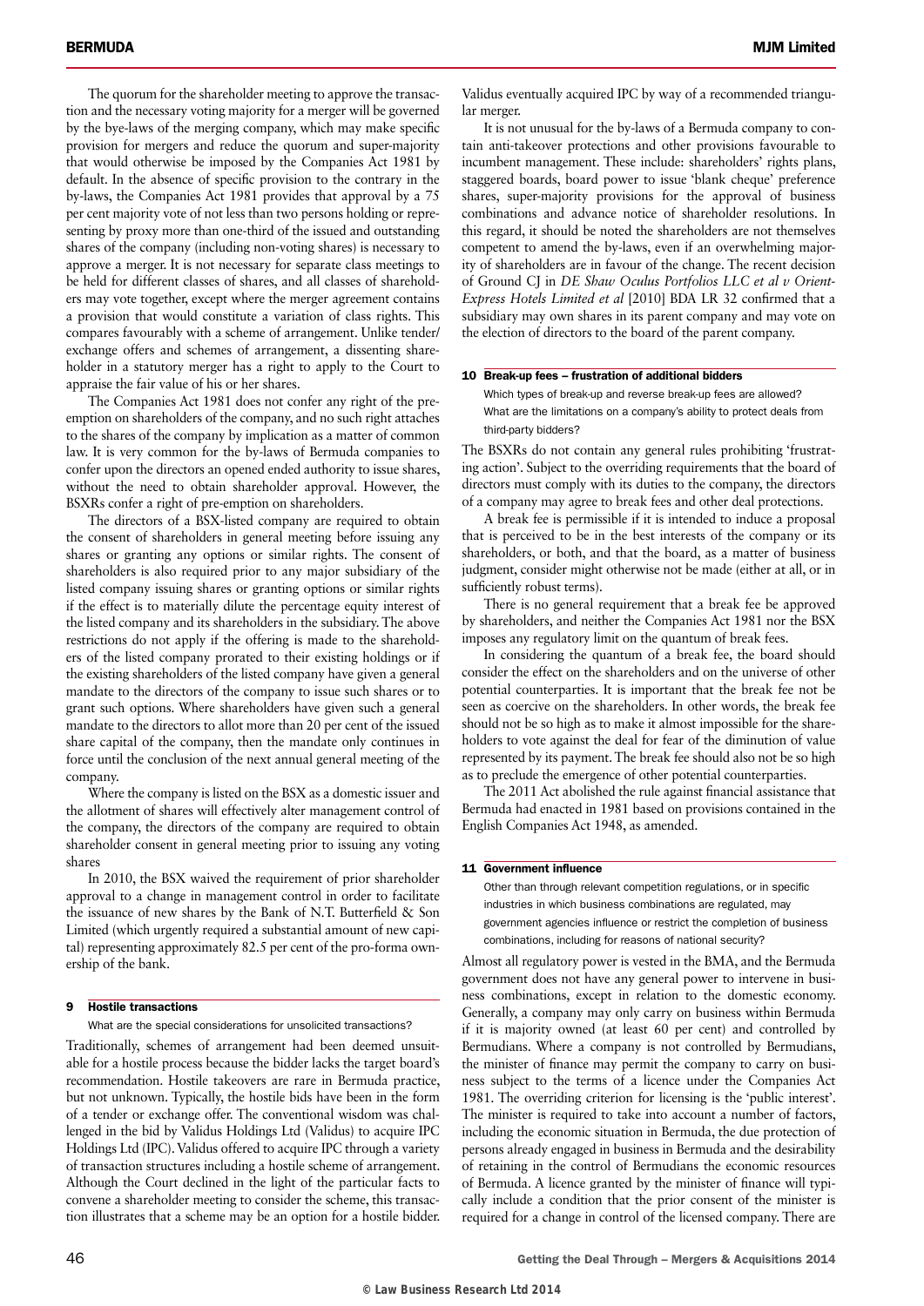The quorum for the shareholder meeting to approve the transaction and the necessary voting majority for a merger will be governed by the bye-laws of the merging company, which may make specific provision for mergers and reduce the quorum and super-majority that would otherwise be imposed by the Companies Act 1981 by default. In the absence of specific provision to the contrary in the by-laws, the Companies Act 1981 provides that approval by a 75 per cent majority vote of not less than two persons holding or representing by proxy more than one-third of the issued and outstanding shares of the company (including non-voting shares) is necessary to approve a merger. It is not necessary for separate class meetings to be held for different classes of shares, and all classes of shareholders may vote together, except where the merger agreement contains a provision that would constitute a variation of class rights. This compares favourably with a scheme of arrangement. Unlike tender/exchange offers and schemes of arrangement, a dissenting shareholder in a statutory merger has a right to apply to the Court to appraise the fair value of his or her shares.

The Companies Act 1981 does not confer any right of the pre-emption on shareholders of the company, and no such right attaches to the shares of the company by implication as a matter of common law. It is very common for the by-laws of Bermuda companies to confer upon the directors an opened ended authority to issue shares, without the need to obtain shareholder approval. However, the BSXRs confer a right of pre-emption on shareholders.

The directors of a BSX-listed company are required to obtain the consent of shareholders in general meeting before issuing any shares or granting any options or similar rights. The consent of shareholders is also required prior to any major subsidiary of the listed company issuing shares or granting options or similar rights if the effect is to materially dilute the percentage equity interest of the listed company and its shareholders in the subsidiary. The above restrictions do not apply if the offering is made to the shareholders of the listed company prorated to their existing holdings or if the existing shareholders of the listed company have given a general mandate to the directors of the company to issue such shares or to grant such options. Where shareholders have given such a general mandate to the directors to allot more than 20 per cent of the issued share capital of the company, then the mandate only continues in force until the conclusion of the next annual general meeting of the company.

Where the company is listed on the BSX as a domestic issuer and the allotment of shares will effectively alter management control of the company, the directors of the company are required to obtain shareholder consent in general meeting prior to issuing any voting shares

In 2010, the BSX waived the requirement of prior shareholder approval to a change in management control in order to facilitate the issuance of new shares by the Bank of N.T. Butterfield & Son Limited (which urgently required a substantial amount of new capital) representing approximately 82.5 per cent of the pro-forma ownership of the bank.

## 9 Hostile transactions

What are the special considerations for unsolicited transactions?

Traditionally, schemes of arrangement had been deemed unsuitable for a hostile process because the bidder lacks the target board's recommendation. Hostile takeovers are rare in Bermuda practice, but not unknown. Typically, the hostile bids have been in the form of a tender or exchange offer. The conventional wisdom was challenged in the bid by Validus Holdings Ltd (Validus) to acquire IPC Holdings Ltd (IPC). Validus offered to acquire IPC through a variety of transaction structures including a hostile scheme of arrangement. Although the Court declined in the light of the particular facts to convene a shareholder meeting to consider the scheme, this transaction illustrates that a scheme may be an option for a hostile bidder. Validus eventually acquired IPC by way of a recommended triangular merger.

It is not unusual for the by-laws of a Bermuda company to contain anti-takeover protections and other provisions favourable to incumbent management. These include: shareholders' rights plans, staggered boards, board power to issue 'blank cheque' preference shares, super-majority provisions for the approval of business combinations and advance notice of shareholder resolutions. In this regard, it should be noted the shareholders are not themselves competent to amend the by-laws, even if an overwhelming majority of shareholders are in favour of the change. The recent decision of Ground CJ in *DE Shaw Oculus Portfolios LLC et al v Orient-Express Hotels Limited et al* [2010] BDA LR 32 confirmed that a subsidiary may own shares in its parent company and may vote on the election of directors to the board of the parent company.

## 10 Break-up fees – frustration of additional bidders

Which types of break-up and reverse break-up fees are allowed? What are the limitations on a company's ability to protect deals from third-party bidders?

The BSXRs do not contain any general rules prohibiting 'frustrating action'. Subject to the overriding requirements that the board of directors must comply with its duties to the company, the directors of a company may agree to break fees and other deal protections.

A break fee is permissible if it is intended to induce a proposal that is perceived to be in the best interests of the company or its shareholders, or both, and that the board, as a matter of business judgment, consider might otherwise not be made (either at all, or in sufficiently robust terms).

There is no general requirement that a break fee be approved by shareholders, and neither the Companies Act 1981 nor the BSX imposes any regulatory limit on the quantum of break fees.

In considering the quantum of a break fee, the board should consider the effect on the shareholders and on the universe of other potential counterparties. It is important that the break fee not be seen as coercive on the shareholders. In other words, the break fee should not be so high as to make it almost impossible for the shareholders to vote against the deal for fear of the diminution of value represented by its payment. The break fee should also not be so high as to preclude the emergence of other potential counterparties.

The 2011 Act abolished the rule against financial assistance that Bermuda had enacted in 1981 based on provisions contained in the English Companies Act 1948, as amended.

## 11 Government influence

Other than through relevant competition regulations, or in specific industries in which business combinations are regulated, may government agencies influence or restrict the completion of business combinations, including for reasons of national security?

Almost all regulatory power is vested in the BMA, and the Bermuda government does not have any general power to intervene in business combinations, except in relation to the domestic economy. Generally, a company may only carry on business within Bermuda if it is majority owned (at least 60 per cent) and controlled by Bermudians. Where a company is not controlled by Bermudians, the minister of finance may permit the company to carry on business subject to the terms of a licence under the Companies Act 1981. The overriding criterion for licensing is the 'public interest'. The minister is required to take into account a number of factors, including the economic situation in Bermuda, the due protection of persons already engaged in business in Bermuda and the desirability of retaining in the control of Bermudians the economic resources of Bermuda. A licence granted by the minister of finance will typically include a condition that the prior consent of the minister is required for a change in control of the licensed company. There are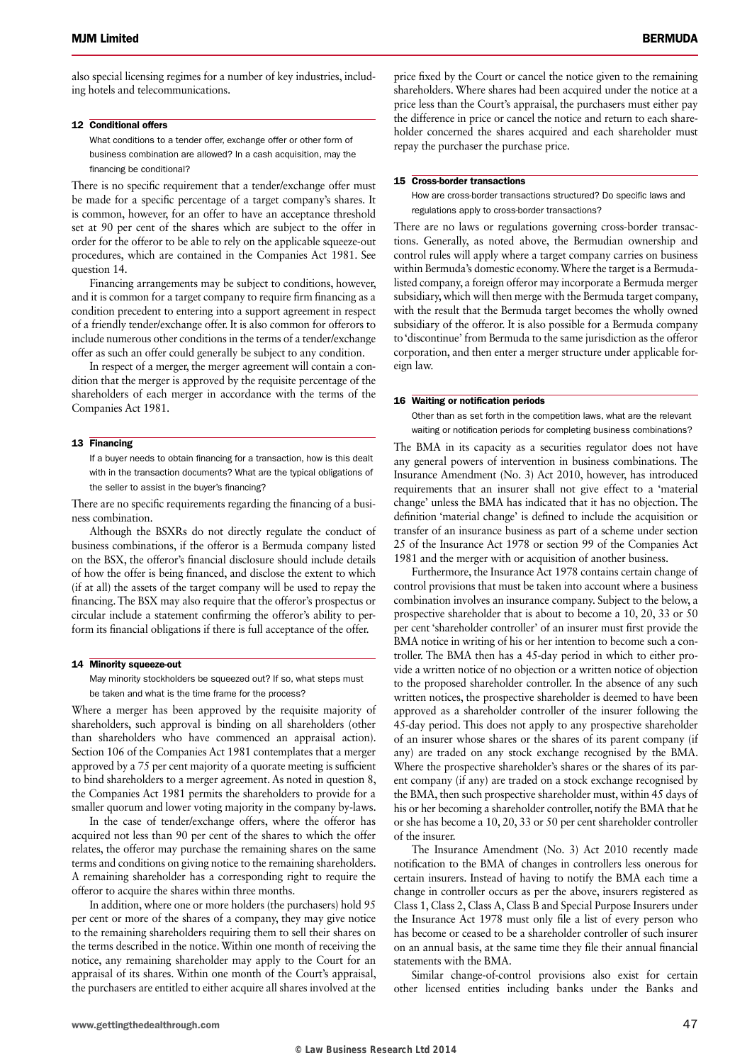also special licensing regimes for a number of key industries, including hotels and telecommunications.

## 12 Conditional offers

What conditions to a tender offer, exchange offer or other form of business combination are allowed? In a cash acquisition, may the financing be conditional?

There is no specific requirement that a tender/exchange offer must be made for a specific percentage of a target company's shares. It is common, however, for an offer to have an acceptance threshold set at 90 per cent of the shares which are subject to the offer in order for the offeror to be able to rely on the applicable squeeze-out procedures, which are contained in the Companies Act 1981. See question 14.

Financing arrangements may be subject to conditions, however, and it is common for a target company to require firm financing as a condition precedent to entering into a support agreement in respect of a friendly tender/exchange offer. It is also common for offerors to include numerous other conditions in the terms of a tender/exchange offer as such an offer could generally be subject to any condition.

In respect of a merger, the merger agreement will contain a condition that the merger is approved by the requisite percentage of the shareholders of each merger in accordance with the terms of the Companies Act 1981.

## 13 Financing

If a buyer needs to obtain financing for a transaction, how is this dealt with in the transaction documents? What are the typical obligations of the seller to assist in the buyer's financing?

There are no specific requirements regarding the financing of a business combination.

Although the BSXRs do not directly regulate the conduct of business combinations, if the offeror is a Bermuda company listed on the BSX, the offeror's financial disclosure should include details of how the offer is being financed, and disclose the extent to which (if at all) the assets of the target company will be used to repay the financing. The BSX may also require that the offeror's prospectus or circular include a statement confirming the offeror's ability to perform its financial obligations if there is full acceptance of the offer.

## 14 Minority squeeze-out

May minority stockholders be squeezed out? If so, what steps must be taken and what is the time frame for the process?

Where a merger has been approved by the requisite majority of shareholders, such approval is binding on all shareholders (other than shareholders who have commenced an appraisal action). Section 106 of the Companies Act 1981 contemplates that a merger approved by a 75 per cent majority of a quorate meeting is sufficient to bind shareholders to a merger agreement. As noted in question 8, the Companies Act 1981 permits the shareholders to provide for a smaller quorum and lower voting majority in the company by-laws.

In the case of tender/exchange offers, where the offeror has acquired not less than 90 per cent of the shares to which the offer relates, the offeror may purchase the remaining shares on the same terms and conditions on giving notice to the remaining shareholders. A remaining shareholder has a corresponding right to require the offeror to acquire the shares within three months.

In addition, where one or more holders (the purchasers) hold 95 per cent or more of the shares of a company, they may give notice to the remaining shareholders requiring them to sell their shares on the terms described in the notice. Within one month of receiving the notice, any remaining shareholder may apply to the Court for an appraisal of its shares. Within one month of the Court's appraisal, the purchasers are entitled to either acquire all shares involved at the price fixed by the Court or cancel the notice given to the remaining shareholders. Where shares had been acquired under the notice at a price less than the Court's appraisal, the purchasers must either pay the difference in price or cancel the notice and return to each shareholder concerned the shares acquired and each shareholder must repay the purchaser the purchase price.

## 15 Cross-border transactions

How are cross-border transactions structured? Do specific laws and regulations apply to cross-border transactions?

There are no laws or regulations governing cross-border transactions. Generally, as noted above, the Bermudian ownership and control rules will apply where a target company carries on business within Bermuda's domestic economy. Where the target is a Bermuda-listed company, a foreign offeror may incorporate a Bermuda merger subsidiary, which will then merge with the Bermuda target company, with the result that the Bermuda target becomes the wholly owned subsidiary of the offeror. It is also possible for a Bermuda company to 'discontinue' from Bermuda to the same jurisdiction as the offeror corporation, and then enter a merger structure under applicable foreign law.

## 16 Waiting or notification periods

Other than as set forth in the competition laws, what are the relevant waiting or notification periods for completing business combinations?

The BMA in its capacity as a securities regulator does not have any general powers of intervention in business combinations. The Insurance Amendment (No. 3) Act 2010, however, has introduced requirements that an insurer shall not give effect to a 'material change' unless the BMA has indicated that it has no objection. The definition 'material change' is defined to include the acquisition or transfer of an insurance business as part of a scheme under section 25 of the Insurance Act 1978 or section 99 of the Companies Act 1981 and the merger with or acquisition of another business.

Furthermore, the Insurance Act 1978 contains certain change of control provisions that must be taken into account where a business combination involves an insurance company. Subject to the below, a prospective shareholder that is about to become a 10, 20, 33 or 50 per cent 'shareholder controller' of an insurer must first provide the BMA notice in writing of his or her intention to become such a controller. The BMA then has a 45-day period in which to either provide a written notice of no objection or a written notice of objection to the proposed shareholder controller. In the absence of any such written notices, the prospective shareholder is deemed to have been approved as a shareholder controller of the insurer following the 45-day period. This does not apply to any prospective shareholder of an insurer whose shares or the shares of its parent company (if any) are traded on any stock exchange recognised by the BMA. Where the prospective shareholder's shares or the shares of its parent company (if any) are traded on a stock exchange recognised by the BMA, then such prospective shareholder must, within 45 days of his or her becoming a shareholder controller, notify the BMA that he or she has become a 10, 20, 33 or 50 per cent shareholder controller of the insurer.

The Insurance Amendment (No. 3) Act 2010 recently made notification to the BMA of changes in controllers less onerous for certain insurers. Instead of having to notify the BMA each time a change in controller occurs as per the above, insurers registered as Class 1, Class 2, Class A, Class B and Special Purpose Insurers under the Insurance Act 1978 must only file a list of every person who has become or ceased to be a shareholder controller of such insurer on an annual basis, at the same time they file their annual financial statements with the BMA.

Similar change-of-control provisions also exist for certain other licensed entities including banks under the Banks and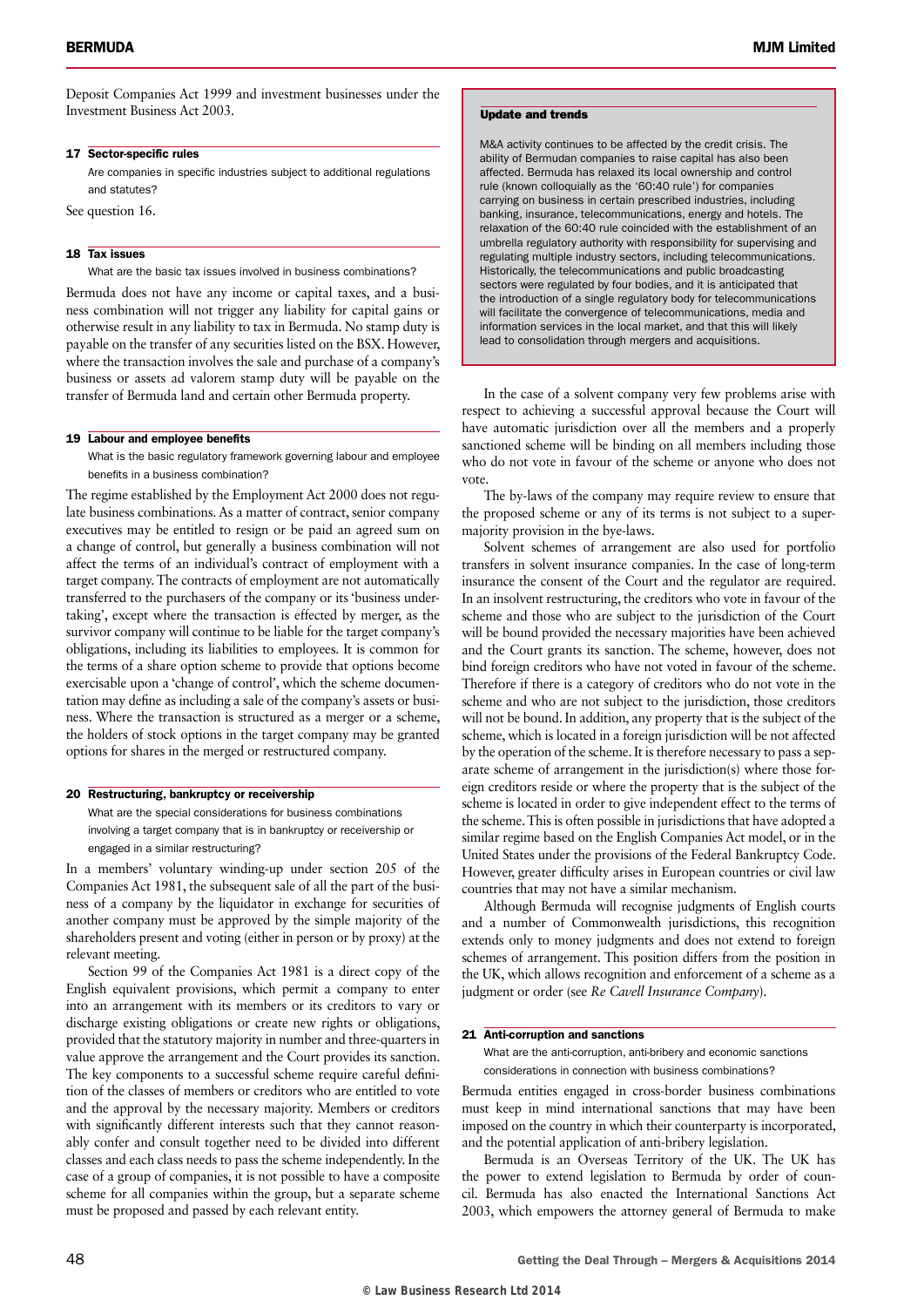Deposit Companies Act 1999 and investment businesses under the Investment Business Act 2003.

### 17 Sector-specific rules

Are companies in specific industries subject to additional regulations and statutes?

See question 16.

### 18 Tax issues

What are the basic tax issues involved in business combinations?

Bermuda does not have any income or capital taxes, and a business combination will not trigger any liability for capital gains or otherwise result in any liability to tax in Bermuda. No stamp duty is payable on the transfer of any securities listed on the BSX. However, where the transaction involves the sale and purchase of a company's business or assets ad valorem stamp duty will be payable on the transfer of Bermuda land and certain other Bermuda property.

### 19 Labour and employee benefits

What is the basic regulatory framework governing labour and employee benefits in a business combination?

The regime established by the Employment Act 2000 does not regulate business combinations. As a matter of contract, senior company executives may be entitled to resign or be paid an agreed sum on a change of control, but generally a business combination will not affect the terms of an individual's contract of employment with a target company. The contracts of employment are not automatically transferred to the purchasers of the company or its 'business undertaking', except where the transaction is effected by merger, as the survivor company will continue to be liable for the target company's obligations, including its liabilities to employees. It is common for the terms of a share option scheme to provide that options become exercisable upon a 'change of control', which the scheme documentation may define as including a sale of the company's assets or business. Where the transaction is structured as a merger or a scheme, the holders of stock options in the target company may be granted options for shares in the merged or restructured company.

### 20 Restructuring, bankruptcy or receivership

What are the special considerations for business combinations involving a target company that is in bankruptcy or receivership or engaged in a similar restructuring?

In a members' voluntary winding-up under section 205 of the Companies Act 1981, the subsequent sale of all the part of the business of a company by the liquidator in exchange for securities of another company must be approved by the simple majority of the shareholders present and voting (either in person or by proxy) at the relevant meeting.

Section 99 of the Companies Act 1981 is a direct copy of the English equivalent provisions, which permit a company to enter into an arrangement with its members or its creditors to vary or discharge existing obligations or create new rights or obligations, provided that the statutory majority in number and three-quarters in value approve the arrangement and the Court provides its sanction. The key components to a successful scheme require careful definition of the classes of members or creditors who are entitled to vote and the approval by the necessary majority. Members or creditors with significantly different interests such that they cannot reasonably confer and consult together need to be divided into different classes and each class needs to pass the scheme independently. In the case of a group of companies, it is not possible to have a composite scheme for all companies within the group, but a separate scheme must be proposed and passed by each relevant entity.

In the case of a solvent company very few problems arise with respect to achieving a successful approval because the Court will have automatic jurisdiction over all the members and a properly sanctioned scheme will be binding on all members including those who do not vote in favour of the scheme or anyone who does not vote.

The by-laws of the company may require review to ensure that the proposed scheme or any of its terms is not subject to a super-majority provision in the bye-laws.

Solvent schemes of arrangement are also used for portfolio transfers in solvent insurance companies. In the case of long-term insurance the consent of the Court and the regulator are required. In an insolvent restructuring, the creditors who vote in favour of the scheme and those who are subject to the jurisdiction of the Court will be bound provided the necessary majorities have been achieved and the Court grants its sanction. The scheme, however, does not bind foreign creditors who have not voted in favour of the scheme. Therefore if there is a category of creditors who do not vote in the scheme and who are not subject to the jurisdiction, those creditors will not be bound. In addition, any property that is the subject of the scheme, which is located in a foreign jurisdiction will be not affected by the operation of the scheme. It is therefore necessary to pass a separate scheme of arrangement in the jurisdiction(s) where those foreign creditors reside or where the property that is the subject of the scheme is located in order to give independent effect to the terms of the scheme. This is often possible in jurisdictions that have adopted a similar regime based on the English Companies Act model, or in the United States under the provisions of the Federal Bankruptcy Code. However, greater difficulty arises in European countries or civil law countries that may not have a similar mechanism.

Although Bermuda will recognise judgments of English courts and a number of Commonwealth jurisdictions, this recognition extends only to money judgments and does not extend to foreign schemes of arrangement. This position differs from the position in the UK, which allows recognition and enforcement of a scheme as a judgment or order (see *Re Cavell Insurance Company*).

### 21 Anti-corruption and sanctions

What are the anti-corruption, anti-bribery and economic sanctions considerations in connection with business combinations?

Bermuda entities engaged in cross-border business combinations must keep in mind international sanctions that may have been imposed on the country in which their counterparty is incorporated, and the potential application of anti-bribery legislation.

Bermuda is an Overseas Territory of the UK. The UK has the power to extend legislation to Bermuda by order of council. Bermuda has also enacted the International Sanctions Act 2003, which empowers the attorney general of Bermuda to make

---

**Update and trends**

M&A activity continues to be affected by the credit crisis. The ability of Bermudan companies to raise capital has also been affected. Bermuda has relaxed its local ownership and control rule (known colloquially as the '60:40 rule') for companies carrying on business in certain prescribed industries, including banking, insurance, telecommunications, energy and hotels. The relaxation of the 60:40 rule coincided with the establishment of an umbrella regulatory authority with responsibility for supervising and regulating multiple industry sectors, including telecommunications. Historically, the telecommunications and public broadcasting sectors were regulated by four bodies, and it is anticipated that the introduction of a single regulatory body for telecommunications will facilitate the convergence of telecommunications, media and information services in the local market, and that this will likely lead to consolidation through mergers and acquisitions.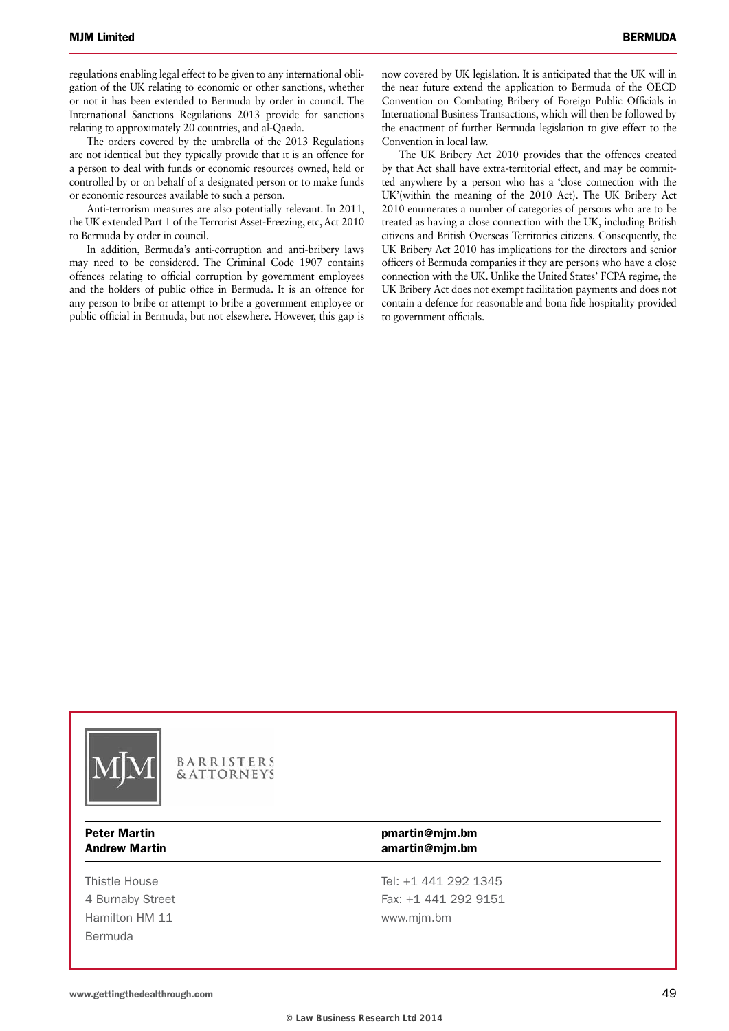regulations enabling legal effect to be given to any international obligation of the UK relating to economic or other sanctions, whether or not it has been extended to Bermuda by order in council. The International Sanctions Regulations 2013 provide for sanctions relating to approximately 20 countries, and al-Qaeda.

The orders covered by the umbrella of the 2013 Regulations are not identical but they typically provide that it is an offence for a person to deal with funds or economic resources owned, held or controlled by or on behalf of a designated person or to make funds or economic resources available to such a person.

Anti-terrorism measures are also potentially relevant. In 2011, the UK extended Part 1 of the Terrorist Asset-Freezing, etc, Act 2010 to Bermuda by order in council.

In addition, Bermuda's anti-corruption and anti-bribery laws may need to be considered. The Criminal Code 1907 contains offences relating to official corruption by government employees and the holders of public office in Bermuda. It is an offence for any person to bribe or attempt to bribe a government employee or public official in Bermuda, but not elsewhere. However, this gap is now covered by UK legislation. It is anticipated that the UK will in the near future extend the application to Bermuda of the OECD Convention on Combating Bribery of Foreign Public Officials in International Business Transactions, which will then be followed by the enactment of further Bermuda legislation to give effect to the Convention in local law.

The UK Bribery Act 2010 provides that the offences created by that Act shall have extra-territorial effect, and may be committed anywhere by a person who has a 'close connection with the UK'(within the meaning of the 2010 Act). The UK Bribery Act 2010 enumerates a number of categories of persons who are to be treated as having a close connection with the UK, including British citizens and British Overseas Territories citizens. Consequently, the UK Bribery Act 2010 has implications for the directors and senior officers of Bermuda companies if they are persons who have a close connection with the UK. Unlike the United States' FCPA regime, the UK Bribery Act does not exempt facilitation payments and does not contain a defence for reasonable and bona fide hospitality provided to government officials.

MJM BARRISTERS & ATTORNEYS

| | |
|---|---|
| **Peter Martin** | **pmartin@mjm.bm** |
| **Andrew Martin** | **amartin@mjm.bm** |

Thistle House
4 Burnaby Street
Hamilton HM 11
Bermuda

Tel: +1 441 292 1345
Fax: +1 441 292 9151
www.mjm.bm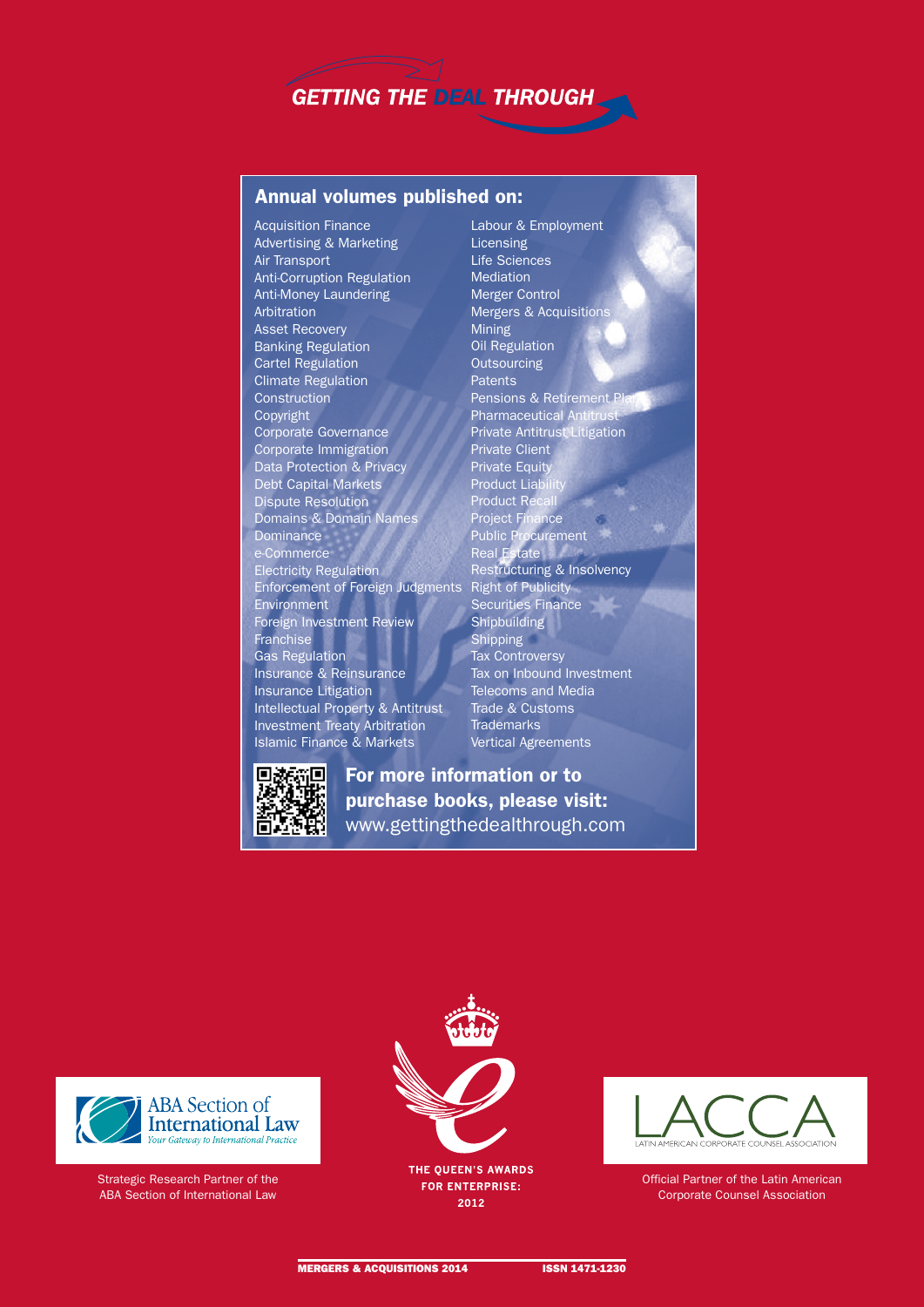# GETTING THE DEAL THROUGH

## Annual volumes published on:

- Acquisition Finance
- Advertising & Marketing
- Air Transport
- Anti-Corruption Regulation
- Anti-Money Laundering
- Arbitration
- Asset Recovery
- Banking Regulation
- Cartel Regulation
- Climate Regulation
- Construction
- Copyright
- Corporate Governance
- Corporate Immigration
- Data Protection & Privacy
- Debt Capital Markets
- Dispute Resolution
- Domains & Domain Names
- Dominance
- e-Commerce
- Electricity Regulation
- Enforcement of Foreign Judgments
- Environment
- Foreign Investment Review
- Franchise
- Gas Regulation
- Insurance & Reinsurance
- Insurance Litigation
- Intellectual Property & Antitrust
- Investment Treaty Arbitration
- Islamic Finance & Markets
- Labour & Employment
- Licensing
- Life Sciences
- Mediation
- Merger Control
- Mergers & Acquisitions
- Mining
- Oil Regulation
- Outsourcing
- Patents
- Pensions & Retirement Plans
- Pharmaceutical Antitrust
- Private Antitrust Litigation
- Private Client
- Private Equity
- Product Liability
- Product Recall
- Project Finance
- Public Procurement
- Real Estate
- Restructuring & Insolvency
- Right of Publicity
- Securities Finance
- Shipbuilding
- Shipping
- Tax Controversy
- Tax on Inbound Investment
- Telecoms and Media
- Trade & Customs
- Trademarks
- Vertical Agreements

**For more information or to purchase books, please visit:**
www.gettingthedealthrough.com

ABA Section of International Law
*Your Gateway to International Practice*

Strategic Research Partner of the ABA Section of International Law

THE QUEEN'S AWARDS FOR ENTERPRISE: 2012

LACCA
LATIN AMERICAN CORPORATE COUNSEL ASSOCIATION

Official Partner of the Latin American Corporate Counsel Association

MERGERS & ACQUISITIONS 2014 ISSN 1471-1230